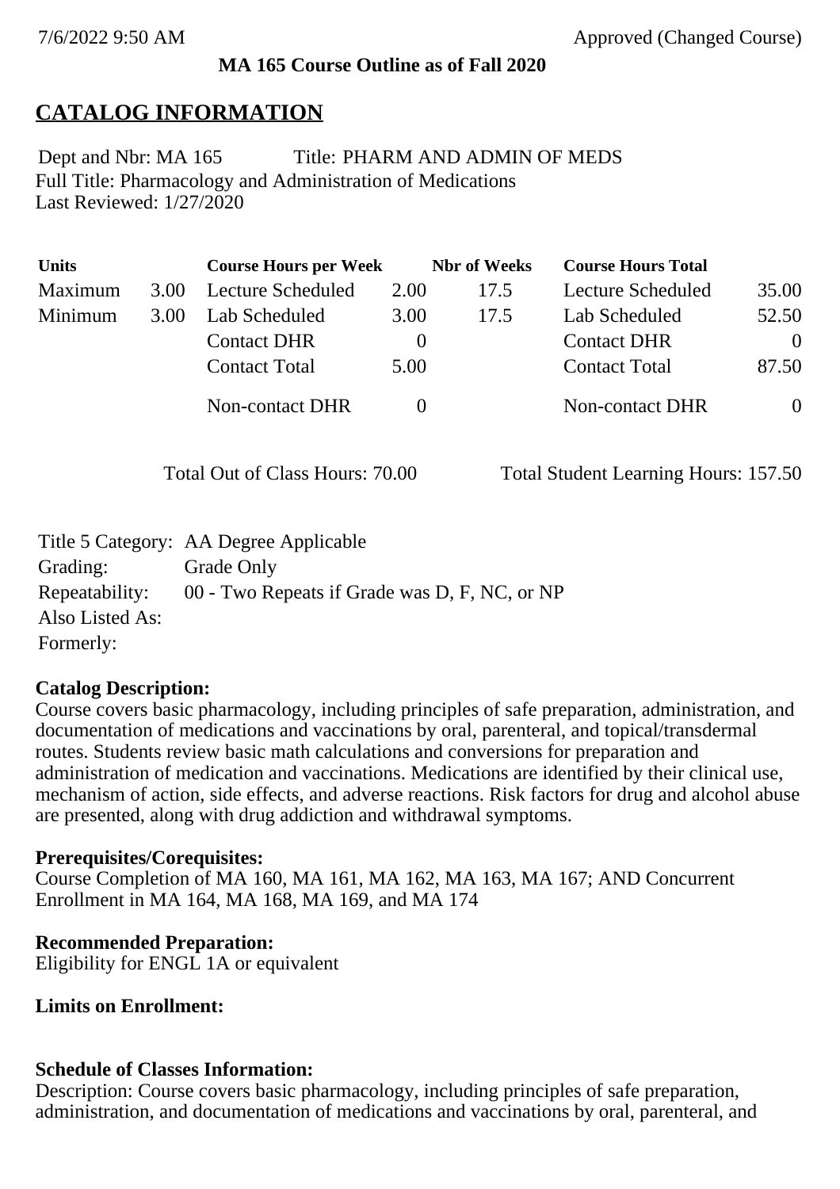**MA 165 Course Outline as of Fall 2020**

## CATALOG INFORMATION

Dept and Nbr: MA 165 Title: PHARM AND ADMIN OF MEDS
Full Title: Pharmacology and Administration of Medications
Last Reviewed: 1/27/2020

| Units | | Course Hours per Week | | Nbr of Weeks | Course Hours Total | |
|---|---|---|---|---|---|---|
| Maximum | 3.00 | Lecture Scheduled | 2.00 | 17.5 | Lecture Scheduled | 35.00 |
| Minimum | 3.00 | Lab Scheduled | 3.00 | 17.5 | Lab Scheduled | 52.50 |
| | | Contact DHR | 0 | | Contact DHR | 0 |
| | | Contact Total | 5.00 | | Contact Total | 87.50 |
| | | Non-contact DHR | 0 | | Non-contact DHR | 0 |

Total Out of Class Hours: 70.00 Total Student Learning Hours: 157.50

Title 5 Category: AA Degree Applicable
Grading: Grade Only
Repeatability: 00 - Two Repeats if Grade was D, F, NC, or NP
Also Listed As:
Formerly:

**Catalog Description:**
Course covers basic pharmacology, including principles of safe preparation, administration, and documentation of medications and vaccinations by oral, parenteral, and topical/transdermal routes. Students review basic math calculations and conversions for preparation and administration of medication and vaccinations. Medications are identified by their clinical use, mechanism of action, side effects, and adverse reactions. Risk factors for drug and alcohol abuse are presented, along with drug addiction and withdrawal symptoms.

**Prerequisites/Corequisites:**
Course Completion of MA 160, MA 161, MA 162, MA 163, MA 167; AND Concurrent Enrollment in MA 164, MA 168, MA 169, and MA 174

**Recommended Preparation:**
Eligibility for ENGL 1A or equivalent

**Limits on Enrollment:**

**Schedule of Classes Information:**
Description: Course covers basic pharmacology, including principles of safe preparation, administration, and documentation of medications and vaccinations by oral, parenteral, and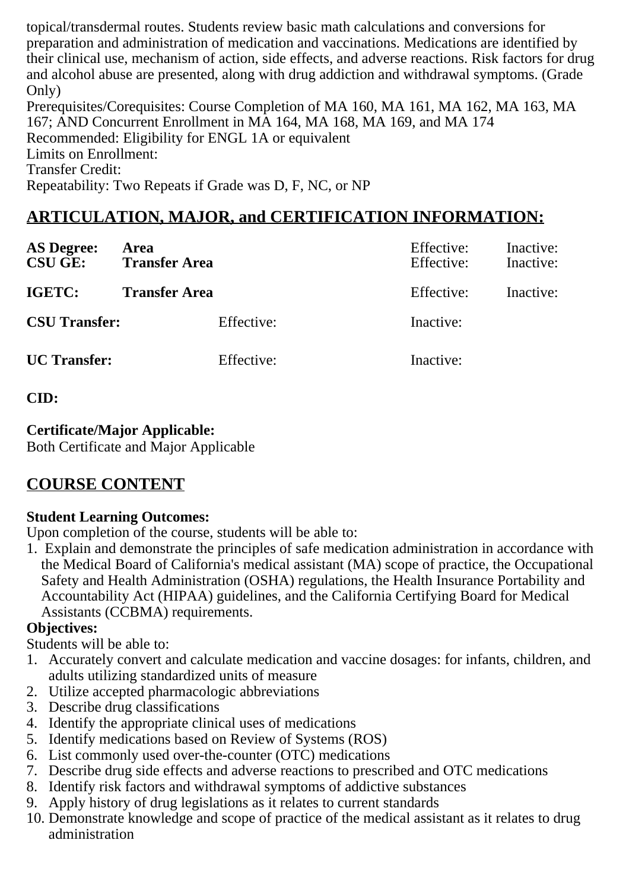topical/transdermal routes. Students review basic math calculations and conversions for preparation and administration of medication and vaccinations. Medications are identified by their clinical use, mechanism of action, side effects, and adverse reactions. Risk factors for drug and alcohol abuse are presented, along with drug addiction and withdrawal symptoms. (Grade Only)

Prerequisites/Corequisites: Course Completion of MA 160, MA 161, MA 162, MA 163, MA 167; AND Concurrent Enrollment in MA 164, MA 168, MA 169, and MA 174
Recommended: Eligibility for ENGL 1A or equivalent
Limits on Enrollment:
Transfer Credit:
Repeatability: Two Repeats if Grade was D, F, NC, or NP

## ARTICULATION, MAJOR, and CERTIFICATION INFORMATION:

| | | | |
|---|---|---|---|
| **AS Degree:** | **Area** | Effective: | Inactive: |
| **CSU GE:** | **Transfer Area** | Effective: | Inactive: |
| **IGETC:** | **Transfer Area** | Effective: | Inactive: |
| **CSU Transfer:** | | Effective: | Inactive: |
| **UC Transfer:** | | Effective: | Inactive: |

**CID:**

**Certificate/Major Applicable:**
Both Certificate and Major Applicable

## COURSE CONTENT

**Student Learning Outcomes:**
Upon completion of the course, students will be able to:

1. Explain and demonstrate the principles of safe medication administration in accordance with the Medical Board of California's medical assistant (MA) scope of practice, the Occupational Safety and Health Administration (OSHA) regulations, the Health Insurance Portability and Accountability Act (HIPAA) guidelines, and the California Certifying Board for Medical Assistants (CCBMA) requirements.

**Objectives:**
Students will be able to:

1. Accurately convert and calculate medication and vaccine dosages: for infants, children, and adults utilizing standardized units of measure
2. Utilize accepted pharmacologic abbreviations
3. Describe drug classifications
4. Identify the appropriate clinical uses of medications
5. Identify medications based on Review of Systems (ROS)
6. List commonly used over-the-counter (OTC) medications
7. Describe drug side effects and adverse reactions to prescribed and OTC medications
8. Identify risk factors and withdrawal symptoms of addictive substances
9. Apply history of drug legislations as it relates to current standards
10. Demonstrate knowledge and scope of practice of the medical assistant as it relates to drug administration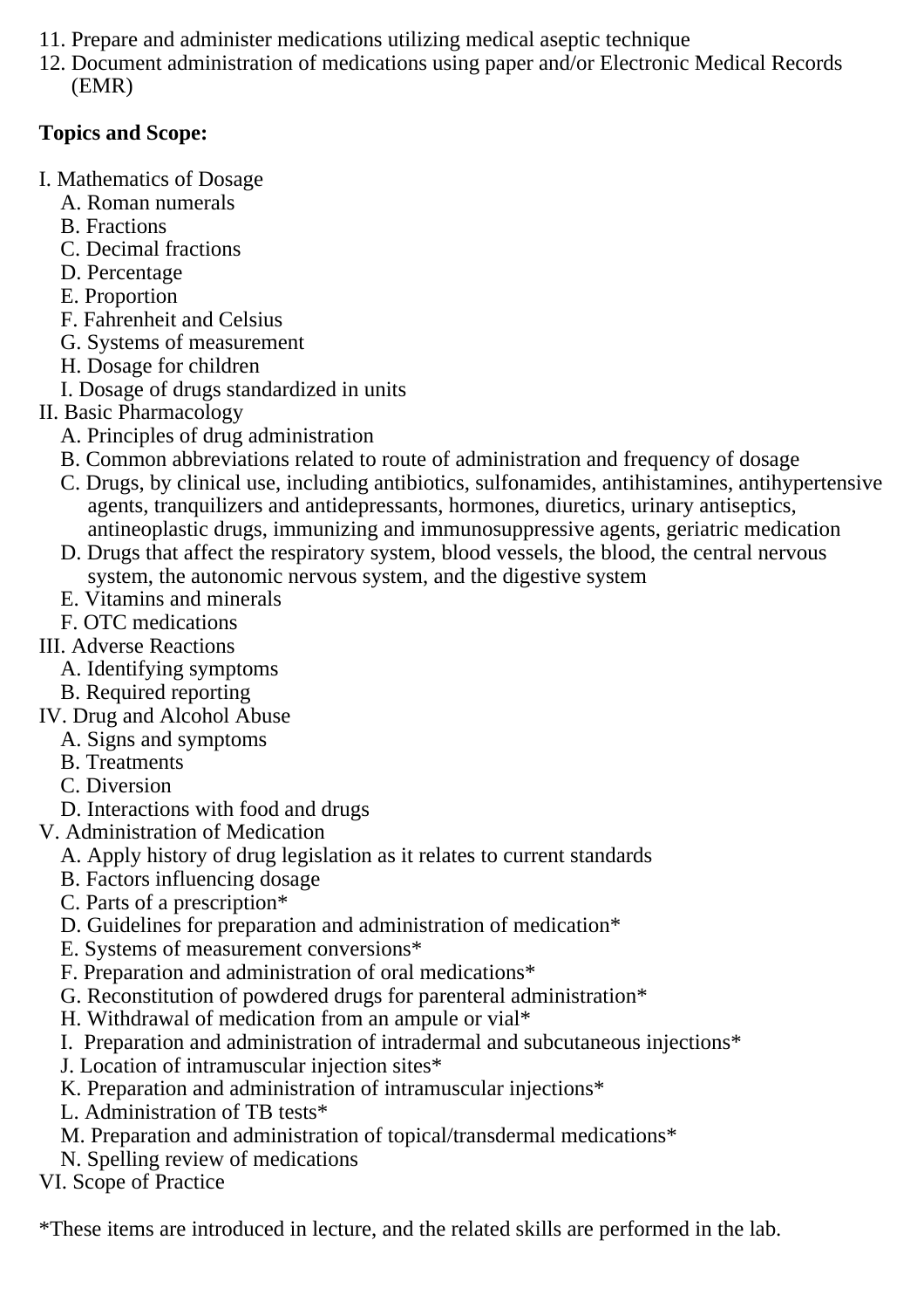11. Prepare and administer medications utilizing medical aseptic technique
12. Document administration of medications using paper and/or Electronic Medical Records (EMR)

**Topics and Scope:**

I. Mathematics of Dosage
  A. Roman numerals
  B. Fractions
  C. Decimal fractions
  D. Percentage
  E. Proportion
  F. Fahrenheit and Celsius
  G. Systems of measurement
  H. Dosage for children
  I. Dosage of drugs standardized in units
II. Basic Pharmacology
  A. Principles of drug administration
  B. Common abbreviations related to route of administration and frequency of dosage
  C. Drugs, by clinical use, including antibiotics, sulfonamides, antihistamines, antihypertensive agents, tranquilizers and antidepressants, hormones, diuretics, urinary antiseptics, antineoplastic drugs, immunizing and immunosuppressive agents, geriatric medication
  D. Drugs that affect the respiratory system, blood vessels, the blood, the central nervous system, the autonomic nervous system, and the digestive system
  E. Vitamins and minerals
  F. OTC medications
III. Adverse Reactions
  A. Identifying symptoms
  B. Required reporting
IV. Drug and Alcohol Abuse
  A. Signs and symptoms
  B. Treatments
  C. Diversion
  D. Interactions with food and drugs
V. Administration of Medication
  A. Apply history of drug legislation as it relates to current standards
  B. Factors influencing dosage
  C. Parts of a prescription*
  D. Guidelines for preparation and administration of medication*
  E. Systems of measurement conversions*
  F. Preparation and administration of oral medications*
  G. Reconstitution of powdered drugs for parenteral administration*
  H. Withdrawal of medication from an ampule or vial*
  I. Preparation and administration of intradermal and subcutaneous injections*
  J. Location of intramuscular injection sites*
  K. Preparation and administration of intramuscular injections*
  L. Administration of TB tests*
  M. Preparation and administration of topical/transdermal medications*
  N. Spelling review of medications
VI. Scope of Practice

*These items are introduced in lecture, and the related skills are performed in the lab.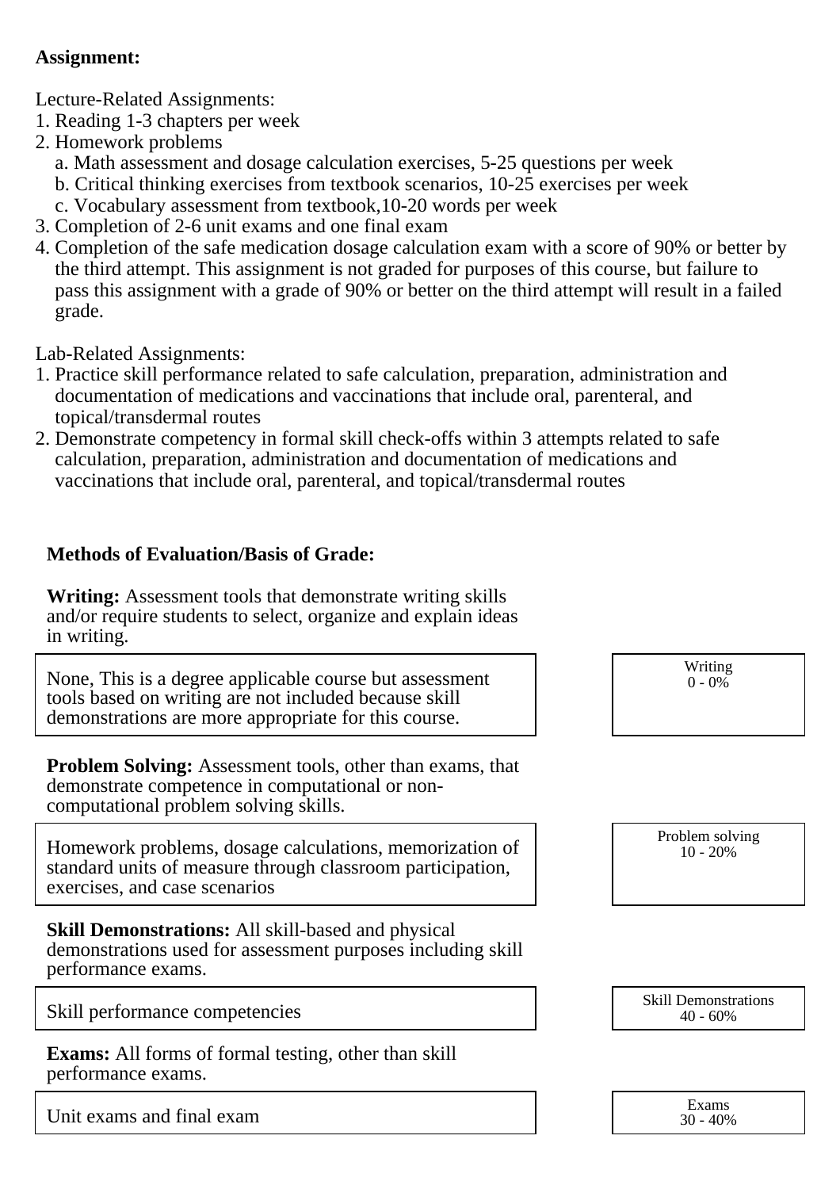**Assignment:**

Lecture-Related Assignments:

1. Reading 1-3 chapters per week
2. Homework problems
   a. Math assessment and dosage calculation exercises, 5-25 questions per week
   b. Critical thinking exercises from textbook scenarios, 10-25 exercises per week
   c. Vocabulary assessment from textbook,10-20 words per week
3. Completion of 2-6 unit exams and one final exam
4. Completion of the safe medication dosage calculation exam with a score of 90% or better by the third attempt. This assignment is not graded for purposes of this course, but failure to pass this assignment with a grade of 90% or better on the third attempt will result in a failed grade.

Lab-Related Assignments:

1. Practice skill performance related to safe calculation, preparation, administration and documentation of medications and vaccinations that include oral, parenteral, and topical/transdermal routes
2. Demonstrate competency in formal skill check-offs within 3 attempts related to safe calculation, preparation, administration and documentation of medications and vaccinations that include oral, parenteral, and topical/transdermal routes

**Methods of Evaluation/Basis of Grade:**

**Writing:** Assessment tools that demonstrate writing skills and/or require students to select, organize and explain ideas in writing.

| | |
|---|---|
| None, This is a degree applicable course but assessment tools based on writing are not included because skill demonstrations are more appropriate for this course. | Writing<br>0 - 0% |

**Problem Solving:** Assessment tools, other than exams, that demonstrate competence in computational or non-computational problem solving skills.

| | |
|---|---|
| Homework problems, dosage calculations, memorization of standard units of measure through classroom participation, exercises, and case scenarios | Problem solving<br>10 - 20% |

**Skill Demonstrations:** All skill-based and physical demonstrations used for assessment purposes including skill performance exams.

| | |
|---|---|
| Skill performance competencies | Skill Demonstrations<br>40 - 60% |

**Exams:** All forms of formal testing, other than skill performance exams.

| | |
|---|---|
| Unit exams and final exam | Exams<br>30 - 40% |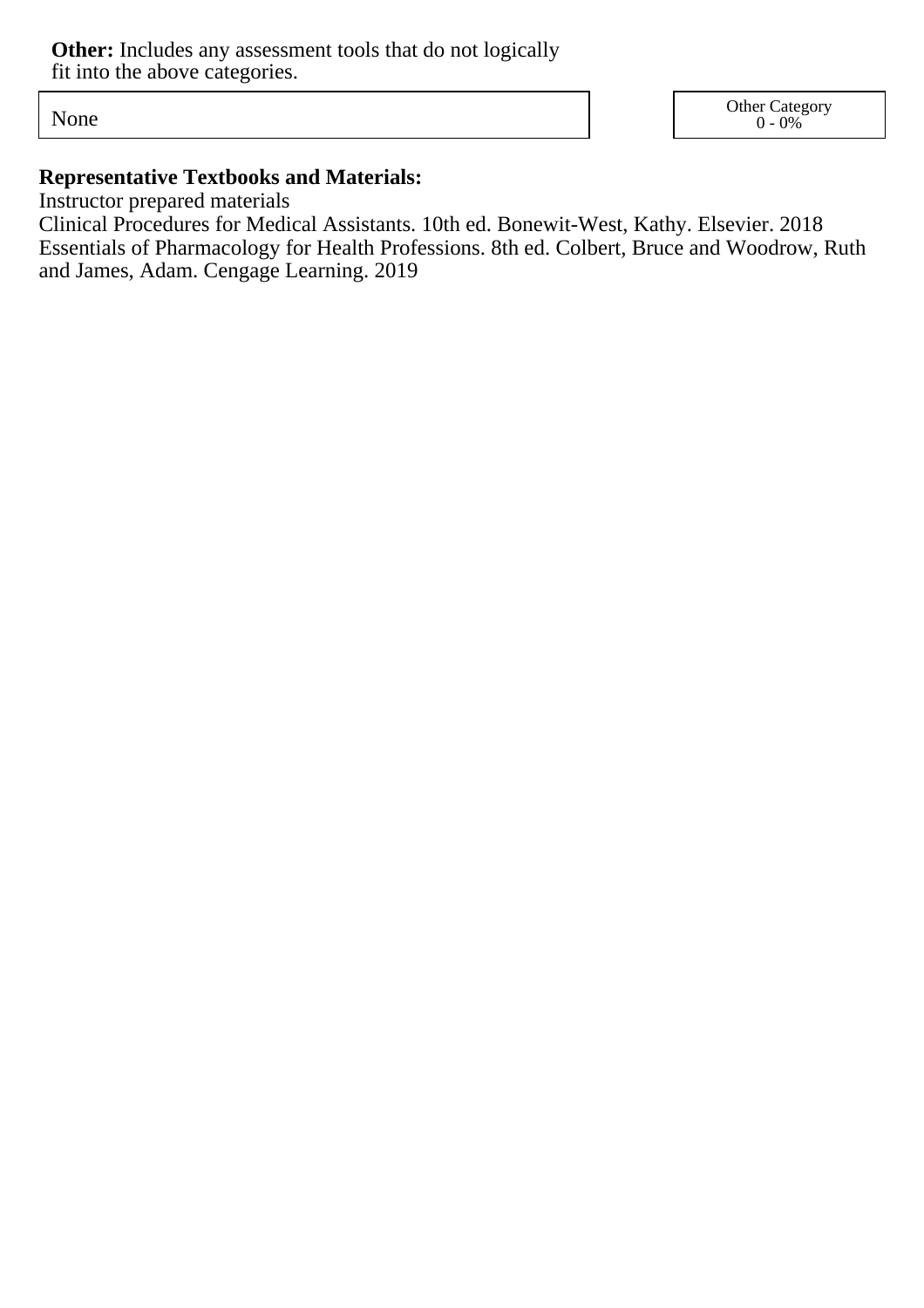**Other:** Includes any assessment tools that do not logically fit into the above categories.

| | |
|---|---|
| None | Other Category<br>0 - 0% |

**Representative Textbooks and Materials:**

Instructor prepared materials
Clinical Procedures for Medical Assistants. 10th ed. Bonewit-West, Kathy. Elsevier. 2018
Essentials of Pharmacology for Health Professions. 8th ed. Colbert, Bruce and Woodrow, Ruth and James, Adam. Cengage Learning. 2019